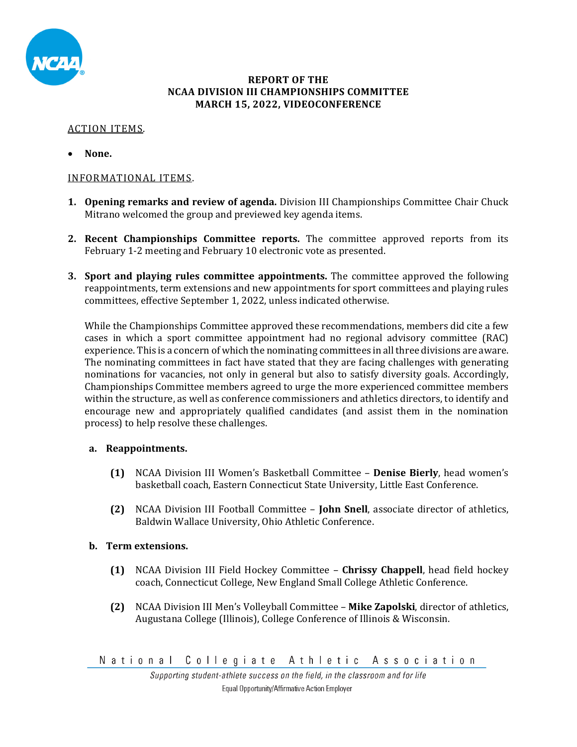**REPORT OF THE**
**NCAA DIVISION III CHAMPIONSHIPS COMMITTEE**
**MARCH 15, 2022, VIDEOCONFERENCE**

ACTION ITEMS.

- **None.**

INFORMATIONAL ITEMS.

1. **Opening remarks and review of agenda.** Division III Championships Committee Chair Chuck Mitrano welcomed the group and previewed key agenda items.

2. **Recent Championships Committee reports.** The committee approved reports from its February 1-2 meeting and February 10 electronic vote as presented.

3. **Sport and playing rules committee appointments.** The committee approved the following reappointments, term extensions and new appointments for sport committees and playing rules committees, effective September 1, 2022, unless indicated otherwise.

   While the Championships Committee approved these recommendations, members did cite a few cases in which a sport committee appointment had no regional advisory committee (RAC) experience. This is a concern of which the nominating committees in all three divisions are aware. The nominating committees in fact have stated that they are facing challenges with generating nominations for vacancies, not only in general but also to satisfy diversity goals. Accordingly, Championships Committee members agreed to urge the more experienced committee members within the structure, as well as conference commissioners and athletics directors, to identify and encourage new and appropriately qualified candidates (and assist them in the nomination process) to help resolve these challenges.

   **a. Reappointments.**

   **(1)** NCAA Division III Women's Basketball Committee – **Denise Bierly**, head women's basketball coach, Eastern Connecticut State University, Little East Conference.

   **(2)** NCAA Division III Football Committee – **John Snell**, associate director of athletics, Baldwin Wallace University, Ohio Athletic Conference.

   **b. Term extensions.**

   **(1)** NCAA Division III Field Hockey Committee – **Chrissy Chappell**, head field hockey coach, Connecticut College, New England Small College Athletic Conference.

   **(2)** NCAA Division III Men's Volleyball Committee – **Mike Zapolski**, director of athletics, Augustana College (Illinois), College Conference of Illinois & Wisconsin.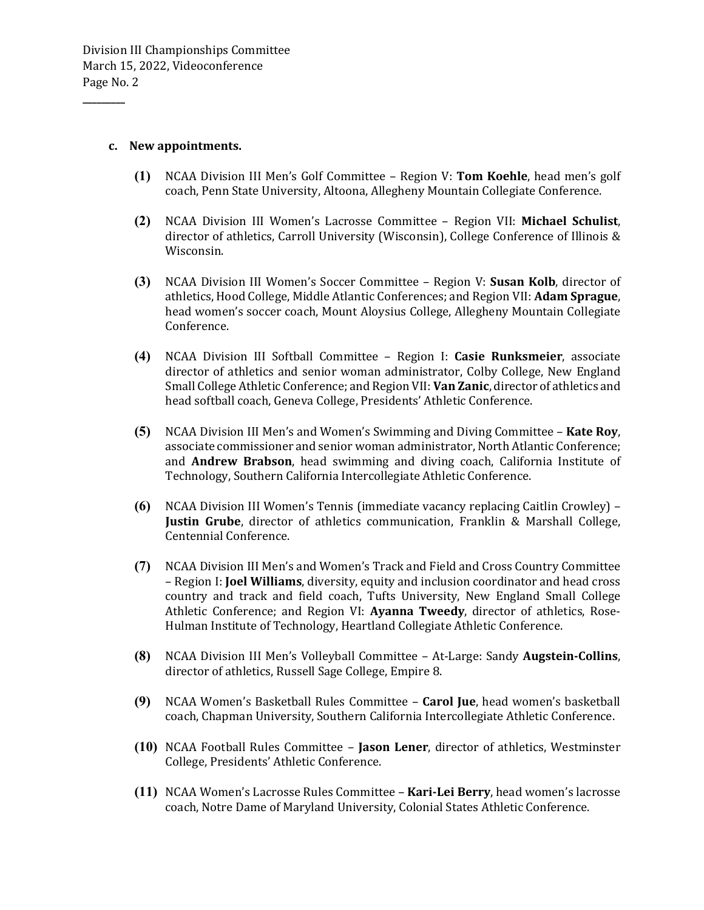c. **New appointments.**

(1) NCAA Division III Men's Golf Committee – Region V: **Tom Koehle**, head men's golf coach, Penn State University, Altoona, Allegheny Mountain Collegiate Conference.

(2) NCAA Division III Women's Lacrosse Committee – Region VII: **Michael Schulist**, director of athletics, Carroll University (Wisconsin), College Conference of Illinois & Wisconsin.

(3) NCAA Division III Women's Soccer Committee – Region V: **Susan Kolb**, director of athletics, Hood College, Middle Atlantic Conferences; and Region VII: **Adam Sprague**, head women's soccer coach, Mount Aloysius College, Allegheny Mountain Collegiate Conference.

(4) NCAA Division III Softball Committee – Region I: **Casie Runksmeier**, associate director of athletics and senior woman administrator, Colby College, New England Small College Athletic Conference; and Region VII: **Van Zanic**, director of athletics and head softball coach, Geneva College, Presidents' Athletic Conference.

(5) NCAA Division III Men's and Women's Swimming and Diving Committee – **Kate Roy**, associate commissioner and senior woman administrator, North Atlantic Conference; and **Andrew Brabson**, head swimming and diving coach, California Institute of Technology, Southern California Intercollegiate Athletic Conference.

(6) NCAA Division III Women's Tennis (immediate vacancy replacing Caitlin Crowley) – **Justin Grube**, director of athletics communication, Franklin & Marshall College, Centennial Conference.

(7) NCAA Division III Men's and Women's Track and Field and Cross Country Committee – Region I: **Joel Williams**, diversity, equity and inclusion coordinator and head cross country and track and field coach, Tufts University, New England Small College Athletic Conference; and Region VI: **Ayanna Tweedy**, director of athletics, Rose-Hulman Institute of Technology, Heartland Collegiate Athletic Conference.

(8) NCAA Division III Men's Volleyball Committee – At-Large: Sandy **Augstein-Collins**, director of athletics, Russell Sage College, Empire 8.

(9) NCAA Women's Basketball Rules Committee – **Carol Jue**, head women's basketball coach, Chapman University, Southern California Intercollegiate Athletic Conference.

(10) NCAA Football Rules Committee – **Jason Lener**, director of athletics, Westminster College, Presidents' Athletic Conference.

(11) NCAA Women's Lacrosse Rules Committee – **Kari-Lei Berry**, head women's lacrosse coach, Notre Dame of Maryland University, Colonial States Athletic Conference.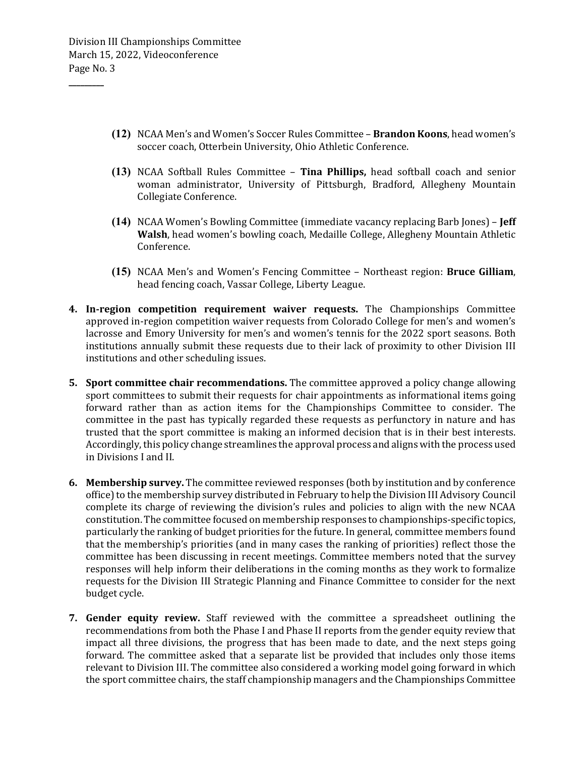(12) NCAA Men's and Women's Soccer Rules Committee – **Brandon Koons**, head women's soccer coach, Otterbein University, Ohio Athletic Conference.

(13) NCAA Softball Rules Committee – **Tina Phillips,** head softball coach and senior woman administrator, University of Pittsburgh, Bradford, Allegheny Mountain Collegiate Conference.

(14) NCAA Women's Bowling Committee (immediate vacancy replacing Barb Jones) – **Jeff Walsh**, head women's bowling coach, Medaille College, Allegheny Mountain Athletic Conference.

(15) NCAA Men's and Women's Fencing Committee – Northeast region: **Bruce Gilliam**, head fencing coach, Vassar College, Liberty League.

4. **In-region competition requirement waiver requests.** The Championships Committee approved in-region competition waiver requests from Colorado College for men's and women's lacrosse and Emory University for men's and women's tennis for the 2022 sport seasons. Both institutions annually submit these requests due to their lack of proximity to other Division III institutions and other scheduling issues.

5. **Sport committee chair recommendations.** The committee approved a policy change allowing sport committees to submit their requests for chair appointments as informational items going forward rather than as action items for the Championships Committee to consider. The committee in the past has typically regarded these requests as perfunctory in nature and has trusted that the sport committee is making an informed decision that is in their best interests. Accordingly, this policy change streamlines the approval process and aligns with the process used in Divisions I and II.

6. **Membership survey.** The committee reviewed responses (both by institution and by conference office) to the membership survey distributed in February to help the Division III Advisory Council complete its charge of reviewing the division's rules and policies to align with the new NCAA constitution. The committee focused on membership responses to championships-specific topics, particularly the ranking of budget priorities for the future. In general, committee members found that the membership's priorities (and in many cases the ranking of priorities) reflect those the committee has been discussing in recent meetings. Committee members noted that the survey responses will help inform their deliberations in the coming months as they work to formalize requests for the Division III Strategic Planning and Finance Committee to consider for the next budget cycle.

7. **Gender equity review.** Staff reviewed with the committee a spreadsheet outlining the recommendations from both the Phase I and Phase II reports from the gender equity review that impact all three divisions, the progress that has been made to date, and the next steps going forward. The committee asked that a separate list be provided that includes only those items relevant to Division III. The committee also considered a working model going forward in which the sport committee chairs, the staff championship managers and the Championships Committee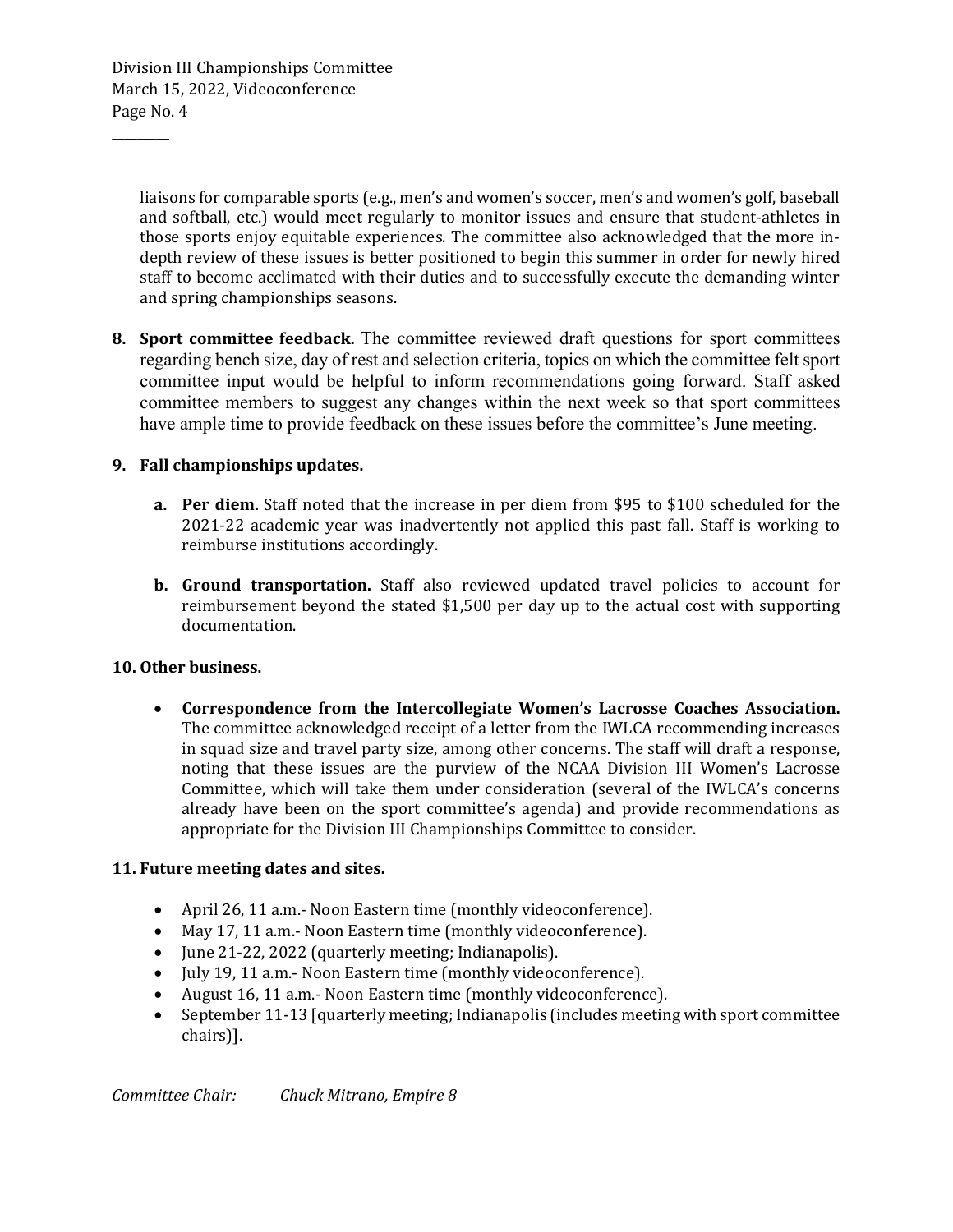liaisons for comparable sports (e.g., men's and women's soccer, men's and women's golf, baseball and softball, etc.) would meet regularly to monitor issues and ensure that student-athletes in those sports enjoy equitable experiences. The committee also acknowledged that the more in-depth review of these issues is better positioned to begin this summer in order for newly hired staff to become acclimated with their duties and to successfully execute the demanding winter and spring championships seasons.

8. **Sport committee feedback.** The committee reviewed draft questions for sport committees regarding bench size, day of rest and selection criteria, topics on which the committee felt sport committee input would be helpful to inform recommendations going forward. Staff asked committee members to suggest any changes within the next week so that sport committees have ample time to provide feedback on these issues before the committee's June meeting.

9. **Fall championships updates.**

   a. **Per diem.** Staff noted that the increase in per diem from $95 to $100 scheduled for the 2021-22 academic year was inadvertently not applied this past fall. Staff is working to reimburse institutions accordingly.

   b. **Ground transportation.** Staff also reviewed updated travel policies to account for reimbursement beyond the stated $1,500 per day up to the actual cost with supporting documentation.

10. **Other business.**

    - **Correspondence from the Intercollegiate Women's Lacrosse Coaches Association.** The committee acknowledged receipt of a letter from the IWLCA recommending increases in squad size and travel party size, among other concerns. The staff will draft a response, noting that these issues are the purview of the NCAA Division III Women's Lacrosse Committee, which will take them under consideration (several of the IWLCA's concerns already have been on the sport committee's agenda) and provide recommendations as appropriate for the Division III Championships Committee to consider.

11. **Future meeting dates and sites.**

    - April 26, 11 a.m.- Noon Eastern time (monthly videoconference).
    - May 17, 11 a.m.- Noon Eastern time (monthly videoconference).
    - June 21-22, 2022 (quarterly meeting; Indianapolis).
    - July 19, 11 a.m.- Noon Eastern time (monthly videoconference).
    - August 16, 11 a.m.- Noon Eastern time (monthly videoconference).
    - September 11-13 [quarterly meeting; Indianapolis (includes meeting with sport committee chairs)].

*Committee Chair:* *Chuck Mitrano, Empire 8*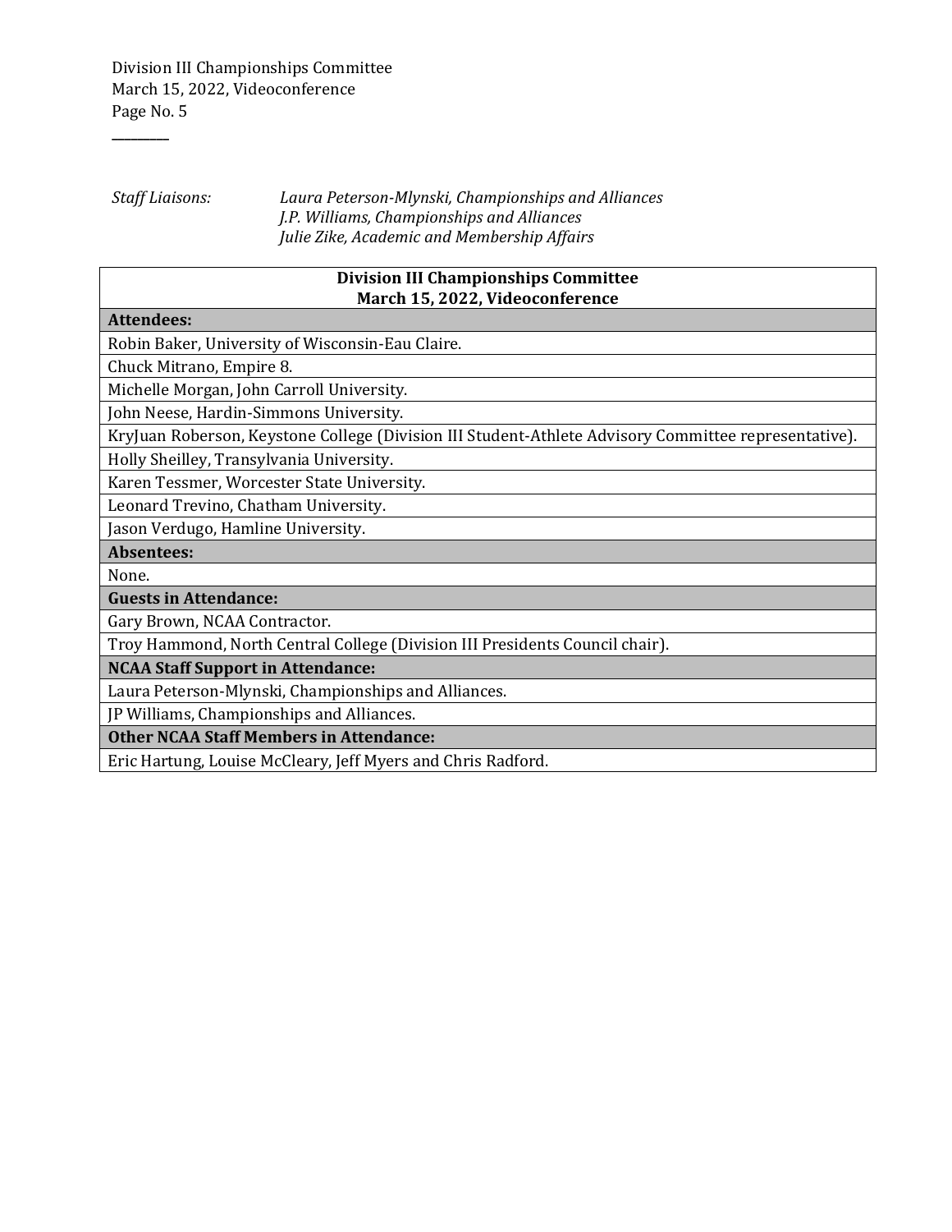*Staff Liaisons:* *Laura Peterson-Mlynski, Championships and Alliances*
*J.P. Williams, Championships and Alliances*
*Julie Zike, Academic and Membership Affairs*

| Division III Championships Committee March 15, 2022, Videoconference |
|---|
| **Attendees:** |
| Robin Baker, University of Wisconsin-Eau Claire. |
| Chuck Mitrano, Empire 8. |
| Michelle Morgan, John Carroll University. |
| John Neese, Hardin-Simmons University. |
| KryJuan Roberson, Keystone College (Division III Student-Athlete Advisory Committee representative). |
| Holly Sheilley, Transylvania University. |
| Karen Tessmer, Worcester State University. |
| Leonard Trevino, Chatham University. |
| Jason Verdugo, Hamline University. |
| **Absentees:** |
| None. |
| **Guests in Attendance:** |
| Gary Brown, NCAA Contractor. |
| Troy Hammond, North Central College (Division III Presidents Council chair). |
| **NCAA Staff Support in Attendance:** |
| Laura Peterson-Mlynski, Championships and Alliances. |
| JP Williams, Championships and Alliances. |
| **Other NCAA Staff Members in Attendance:** |
| Eric Hartung, Louise McCleary, Jeff Myers and Chris Radford. |